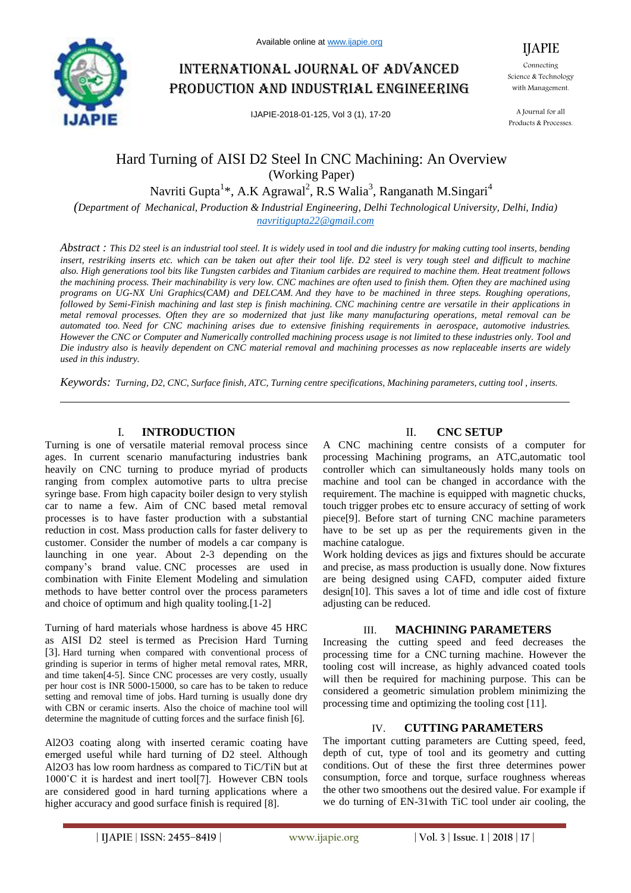# Hard Turning of AISI D2 Steel In CNC Machining: An Overview

(Working Paper)

Navriti Gupta[1]*, A.K Agrawal[2], R.S Walia[3], Ranganath M.Singari[4]

*(Department of Mechanical, Production & Industrial Engineering, Delhi Technological University, Delhi, India)*

*navritigupta22@gmail.com*

*Abstract : This D2 steel is an industrial tool steel. It is widely used in tool and die industry for making cutting tool inserts, bending insert, restriking inserts etc. which can be taken out after their tool life. D2 steel is very tough steel and difficult to machine also. High generations tool bits like Tungsten carbides and Titanium carbides are required to machine them. Heat treatment follows the machining process. Their machinability is very low. CNC machines are often used to finish them. Often they are machined using programs on UG-NX Uni Graphics(CAM) and DELCAM. And they have to be machined in three steps. Roughing operations, followed by Semi-Finish machining and last step is finish machining. CNC machining centre are versatile in their applications in metal removal processes. Often they are so modernized that just like many manufacturing operations, metal removal can be automated too. Need for CNC machining arises due to extensive finishing requirements in aerospace, automotive industries. However the CNC or Computer and Numerically controlled machining process usage is not limited to these industries only. Tool and Die industry also is heavily dependent on CNC material removal and machining processes as now replaceable inserts are widely used in this industry.*

*Keywords: Turning, D2, CNC, Surface finish, ATC, Turning centre specifications, Machining parameters, cutting tool , inserts.*

## I. INTRODUCTION

Turning is one of versatile material removal process since ages. In current scenario manufacturing industries bank heavily on CNC turning to produce myriad of products ranging from complex automotive parts to ultra precise syringe base. From high capacity boiler design to very stylish car to name a few. Aim of CNC based metal removal processes is to have faster production with a substantial reduction in cost. Mass production calls for faster delivery to customer. Consider the number of models a car company is launching in one year. About 2-3 depending on the company's brand value. CNC processes are used in combination with Finite Element Modeling and simulation methods to have better control over the process parameters and choice of optimum and high quality tooling.[1-2]

Turning of hard materials whose hardness is above 45 HRC as AISI D2 steel is termed as Precision Hard Turning [3]. Hard turning when compared with conventional process of grinding is superior in terms of higher metal removal rates, MRR, and time taken[4-5]. Since CNC processes are very costly, usually per hour cost is INR 5000-15000, so care has to be taken to reduce setting and removal time of jobs. Hard turning is usually done dry with CBN or ceramic inserts. Also the choice of machine tool will determine the magnitude of cutting forces and the surface finish [6].

$Al_2O_3$ coating along with inserted ceramic coating have emerged useful while hard turning of D2 steel. Although $Al_2O_3$ has low room hardness as compared to TiC/TiN but at 1000˚C it is hardest and inert tool[7]. However CBN tools are considered good in hard turning applications where a higher accuracy and good surface finish is required [8].

## II. CNC SETUP

A CNC machining centre consists of a computer for processing Machining programs, an ATC,automatic tool controller which can simultaneously holds many tools on machine and tool can be changed in accordance with the requirement. The machine is equipped with magnetic chucks, touch trigger probes etc to ensure accuracy of setting of work piece[9]. Before start of turning CNC machine parameters have to be set up as per the requirements given in the machine catalogue.

Work holding devices as jigs and fixtures should be accurate and precise, as mass production is usually done. Now fixtures are being designed using CAFD, computer aided fixture design[10]. This saves a lot of time and idle cost of fixture adjusting can be reduced.

## III. MACHINING PARAMETERS

Increasing the cutting speed and feed decreases the processing time for a CNC turning machine. However the tooling cost will increase, as highly advanced coated tools will then be required for machining purpose. This can be considered a geometric simulation problem minimizing the processing time and optimizing the tooling cost [11].

## IV. CUTTING PARAMETERS

The important cutting parameters are Cutting speed, feed, depth of cut, type of tool and its geometry and cutting conditions. Out of these the first three determines power consumption, force and torque, surface roughness whereas the other two smoothens out the desired value. For example if we do turning of EN-31with TiC tool under air cooling, the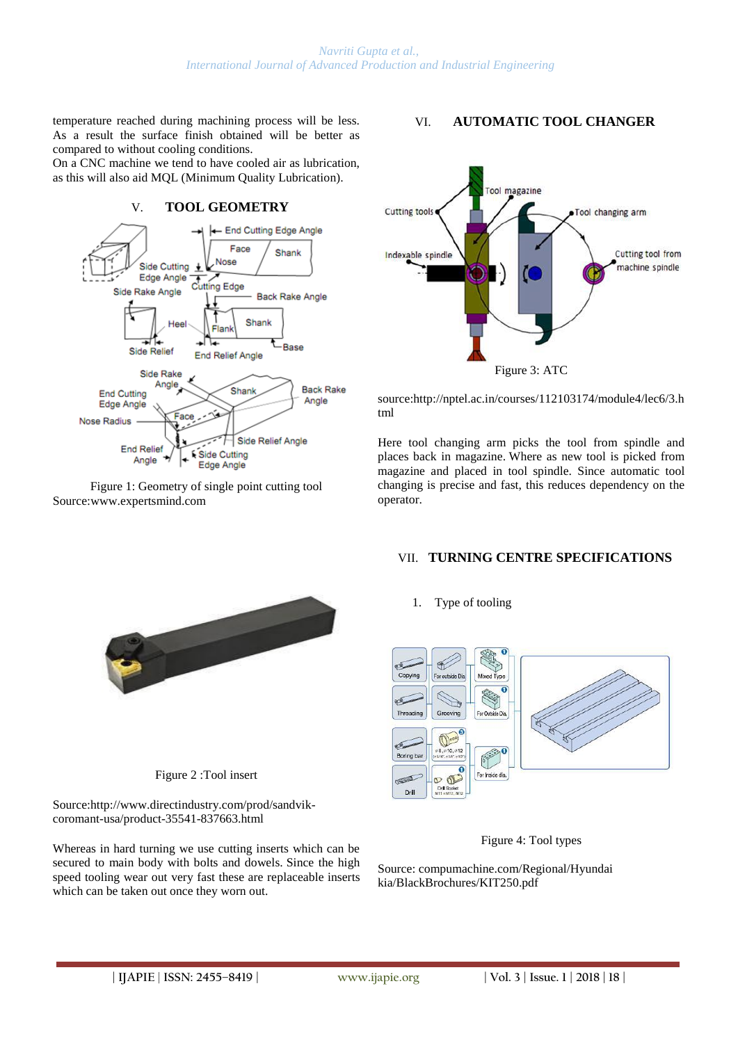temperature reached during machining process will be less. As a result the surface finish obtained will be better as compared to without cooling conditions.
On a CNC machine we tend to have cooled air as lubrication, as this will also aid MQL (Minimum Quality Lubrication).

## V. TOOL GEOMETRY

Figure 1: Geometry of single point cutting tool
Source:www.expertsmind.com

Figure 2 :Tool insert

Source:http://www.directindustry.com/prod/sandvik-coromant-usa/product-35541-837663.html

Whereas in hard turning we use cutting inserts which can be secured to main body with bolts and dowels. Since the high speed tooling wear out very fast these are replaceable inserts which can be taken out once they worn out.

## VI. AUTOMATIC TOOL CHANGER

Figure 3: ATC

source:http://nptel.ac.in/courses/112103174/module4/lec6/3.html

Here tool changing arm picks the tool from spindle and places back in magazine. Where as new tool is picked from magazine and placed in tool spindle. Since automatic tool changing is precise and fast, this reduces dependency on the operator.

## VII. TURNING CENTRE SPECIFICATIONS

1. Type of tooling

Figure 4: Tool types

Source: compumachine.com/Regional/Hyundai kia/BlackBrochures/KIT250.pdf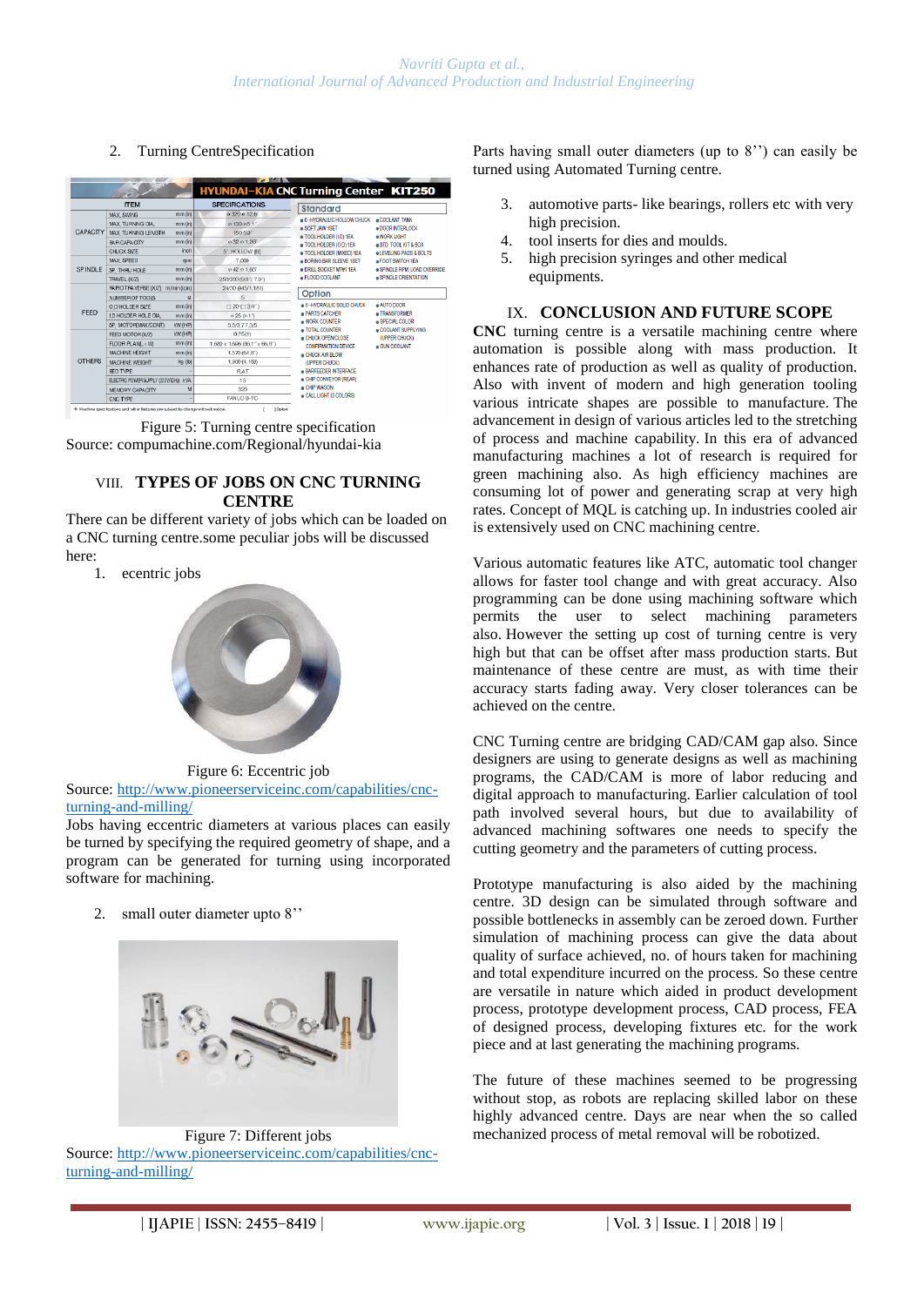2. Turning CentreSpecification

Figure 5: Turning centre specification
Source: compumachine.com/Regional/hyundai-kia

## VIII. TYPES OF JOBS ON CNC TURNING CENTRE

There can be different variety of jobs which can be loaded on a CNC turning centre.some peculiar jobs will be discussed here:

1. ecentric jobs

Figure 6: Eccentric job
Source: http://www.pioneerserviceinc.com/capabilities/cnc-turning-and-milling/

Jobs having eccentric diameters at various places can easily be turned by specifying the required geometry of shape, and a program can be generated for turning using incorporated software for machining.

2. small outer diameter upto 8''

Figure 7: Different jobs
Source: http://www.pioneerserviceinc.com/capabilities/cnc-turning-and-milling/

Parts having small outer diameters (up to 8'') can easily be turned using Automated Turning centre.

3. automotive parts- like bearings, rollers etc with very high precision.
4. tool inserts for dies and moulds.
5. high precision syringes and other medical equipments.

## IX. CONCLUSION AND FUTURE SCOPE

**CNC** turning centre is a versatile machining centre where automation is possible along with mass production. It enhances rate of production as well as quality of production. Also with invent of modern and high generation tooling various intricate shapes are possible to manufacture. The advancement in design of various articles led to the stretching of process and machine capability. In this era of advanced manufacturing machines a lot of research is required for green machining also. As high efficiency machines are consuming lot of power and generating scrap at very high rates. Concept of MQL is catching up. In industries cooled air is extensively used on CNC machining centre.

Various automatic features like ATC, automatic tool changer allows for faster tool change and with great accuracy. Also programming can be done using machining software which permits the user to select machining parameters also. However the setting up cost of turning centre is very high but that can be offset after mass production starts. But maintenance of these centre are must, as with time their accuracy starts fading away. Very closer tolerances can be achieved on the centre.

CNC Turning centre are bridging CAD/CAM gap also. Since designers are using to generate designs as well as machining programs, the CAD/CAM is more of labor reducing and digital approach to manufacturing. Earlier calculation of tool path involved several hours, but due to availability of advanced machining softwares one needs to specify the cutting geometry and the parameters of cutting process.

Prototype manufacturing is also aided by the machining centre. 3D design can be simulated through software and possible bottlenecks in assembly can be zeroed down. Further simulation of machining process can give the data about quality of surface achieved, no. of hours taken for machining and total expenditure incurred on the process. So these centre are versatile in nature which aided in product development process, prototype development process, CAD process, FEA of designed process, developing fixtures etc. for the work piece and at last generating the machining programs.

The future of these machines seemed to be progressing without stop, as robots are replacing skilled labor on these highly advanced centre. Days are near when the so called mechanized process of metal removal will be robotized.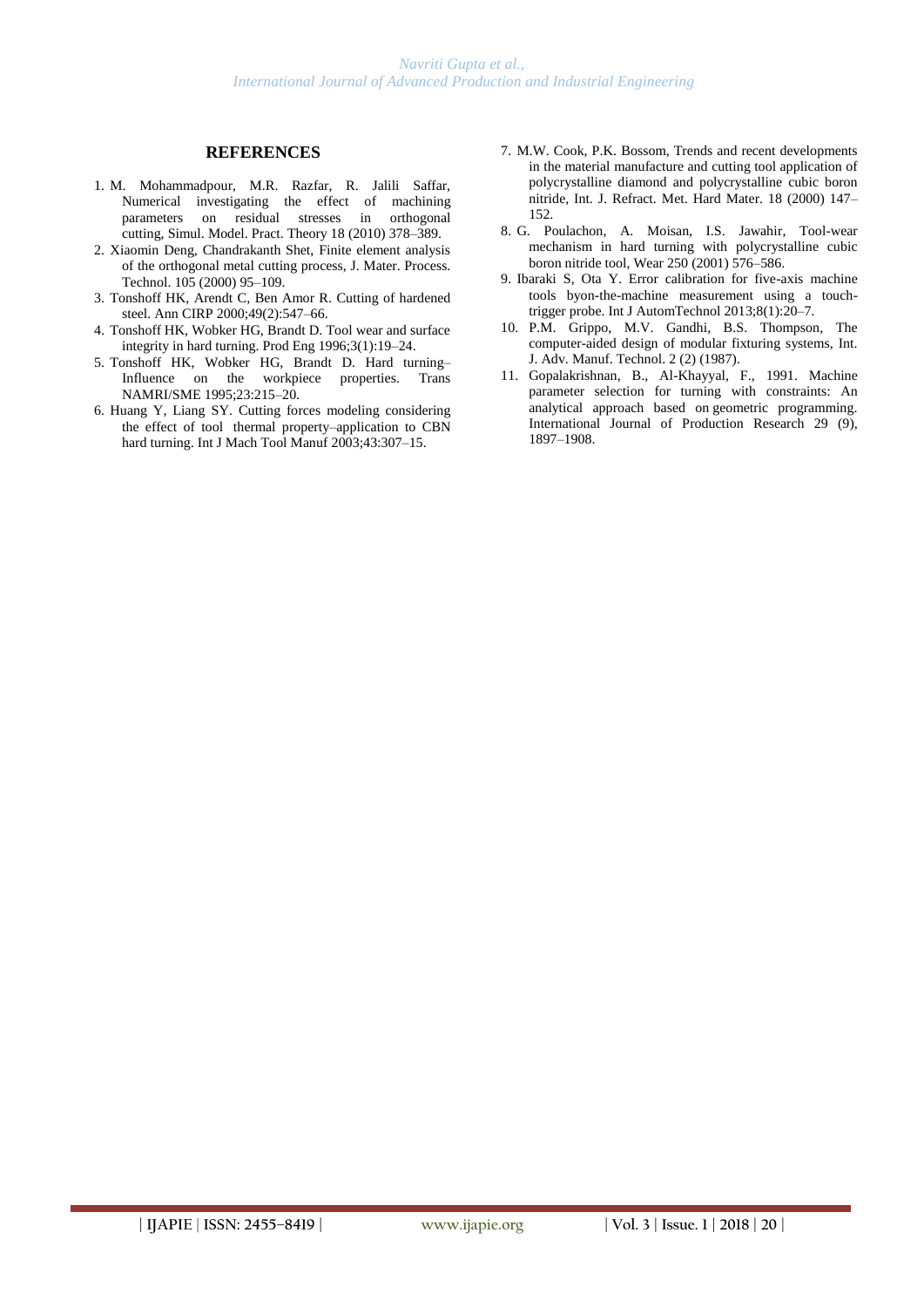## REFERENCES

1. M. Mohammadpour, M.R. Razfar, R. Jalili Saffar, Numerical investigating the effect of machining parameters on residual stresses in orthogonal cutting, Simul. Model. Pract. Theory 18 (2010) 378–389.
2. Xiaomin Deng, Chandrakanth Shet, Finite element analysis of the orthogonal metal cutting process, J. Mater. Process. Technol. 105 (2000) 95–109.
3. Tonshoff HK, Arendt C, Ben Amor R. Cutting of hardened steel. Ann CIRP 2000;49(2):547–66.
4. Tonshoff HK, Wobker HG, Brandt D. Tool wear and surface integrity in hard turning. Prod Eng 1996;3(1):19–24.
5. Tonshoff HK, Wobker HG, Brandt D. Hard turning–Influence on the workpiece properties. Trans NAMRI/SME 1995;23:215–20.
6. Huang Y, Liang SY. Cutting forces modeling considering the effect of tool thermal property–application to CBN hard turning. Int J Mach Tool Manuf 2003;43:307–15.
7. M.W. Cook, P.K. Bossom, Trends and recent developments in the material manufacture and cutting tool application of polycrystalline diamond and polycrystalline cubic boron nitride, Int. J. Refract. Met. Hard Mater. 18 (2000) 147–152.
8. G. Poulachon, A. Moisan, I.S. Jawahir, Tool-wear mechanism in hard turning with polycrystalline cubic boron nitride tool, Wear 250 (2001) 576–586.
9. Ibaraki S, Ota Y. Error calibration for five-axis machine tools byon-the-machine measurement using a touch-trigger probe. Int J AutomTechnol 2013;8(1):20–7.
10. P.M. Grippo, M.V. Gandhi, B.S. Thompson, The computer-aided design of modular fixturing systems, Int. J. Adv. Manuf. Technol. 2 (2) (1987).
11. Gopalakrishnan, B., Al-Khayyal, F., 1991. Machine parameter selection for turning with constraints: An analytical approach based on geometric programming. International Journal of Production Research 29 (9), 1897–1908.